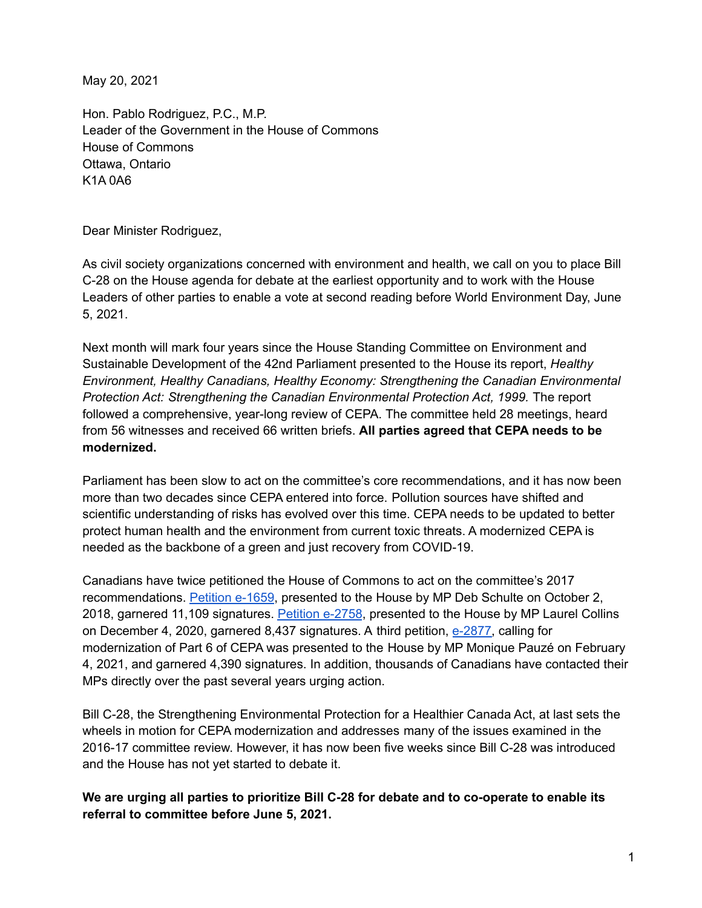May 20, 2021

Hon. Pablo Rodriguez, P.C., M.P.
Leader of the Government in the House of Commons
House of Commons
Ottawa, Ontario
K1A 0A6

Dear Minister Rodriguez,

As civil society organizations concerned with environment and health, we call on you to place Bill C-28 on the House agenda for debate at the earliest opportunity and to work with the House Leaders of other parties to enable a vote at second reading before World Environment Day, June 5, 2021.

Next month will mark four years since the House Standing Committee on Environment and Sustainable Development of the 42nd Parliament presented to the House its report, *Healthy Environment, Healthy Canadians, Healthy Economy: Strengthening the Canadian Environmental Protection Act: Strengthening the Canadian Environmental Protection Act, 1999.* The report followed a comprehensive, year-long review of CEPA. The committee held 28 meetings, heard from 56 witnesses and received 66 written briefs. **All parties agreed that CEPA needs to be modernized.**

Parliament has been slow to act on the committee's core recommendations, and it has now been more than two decades since CEPA entered into force. Pollution sources have shifted and scientific understanding of risks has evolved over this time. CEPA needs to be updated to better protect human health and the environment from current toxic threats. A modernized CEPA is needed as the backbone of a green and just recovery from COVID-19.

Canadians have twice petitioned the House of Commons to act on the committee's 2017 recommendations. Petition e-1659, presented to the House by MP Deb Schulte on October 2, 2018, garnered 11,109 signatures. Petition e-2758, presented to the House by MP Laurel Collins on December 4, 2020, garnered 8,437 signatures. A third petition, e-2877, calling for modernization of Part 6 of CEPA was presented to the House by MP Monique Pauzé on February 4, 2021, and garnered 4,390 signatures. In addition, thousands of Canadians have contacted their MPs directly over the past several years urging action.

Bill C-28, the Strengthening Environmental Protection for a Healthier Canada Act, at last sets the wheels in motion for CEPA modernization and addresses many of the issues examined in the 2016-17 committee review. However, it has now been five weeks since Bill C-28 was introduced and the House has not yet started to debate it.

**We are urging all parties to prioritize Bill C-28 for debate and to co-operate to enable its referral to committee before June 5, 2021.**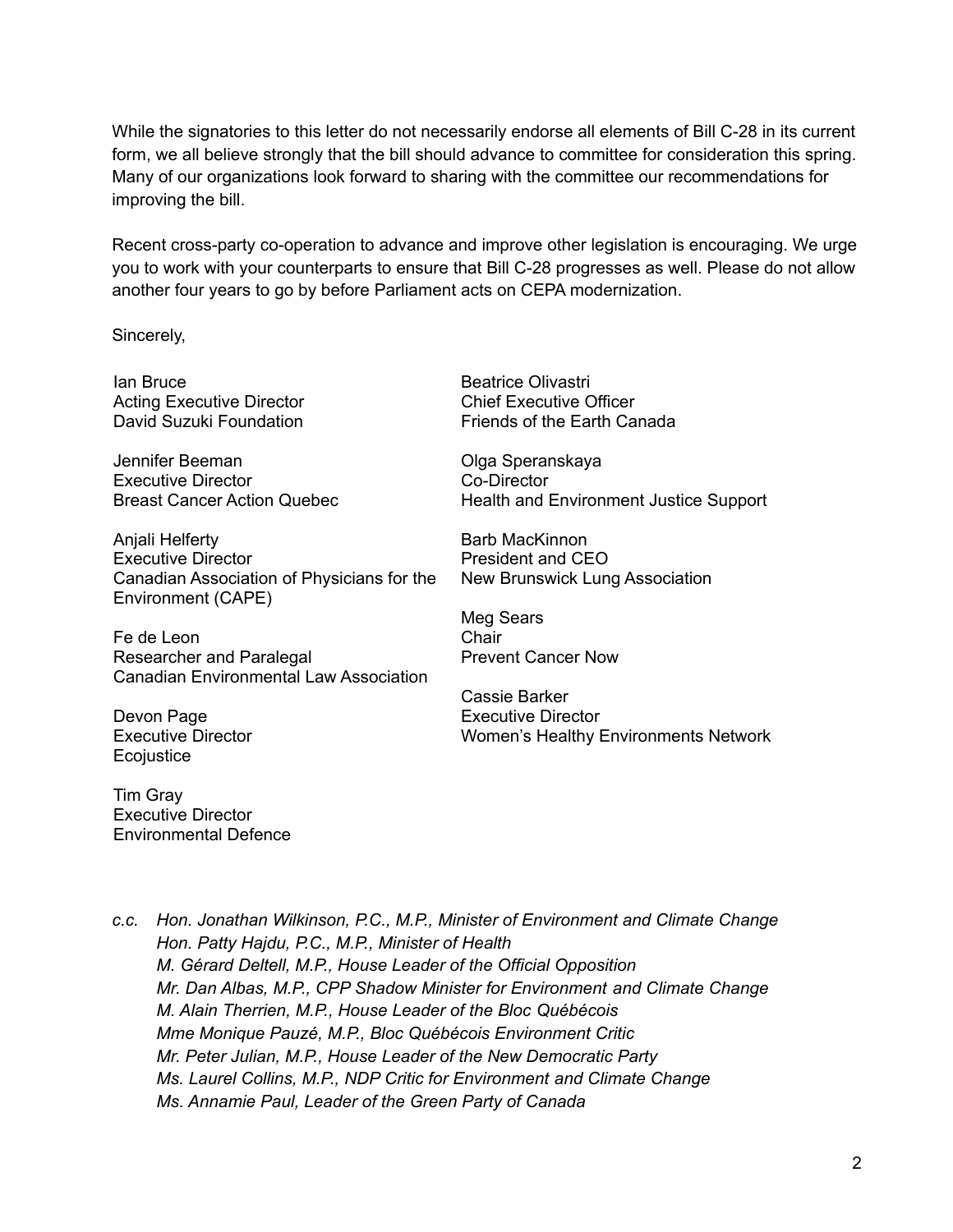While the signatories to this letter do not necessarily endorse all elements of Bill C-28 in its current form, we all believe strongly that the bill should advance to committee for consideration this spring. Many of our organizations look forward to sharing with the committee our recommendations for improving the bill.

Recent cross-party co-operation to advance and improve other legislation is encouraging. We urge you to work with your counterparts to ensure that Bill C-28 progresses as well. Please do not allow another four years to go by before Parliament acts on CEPA modernization.

Sincerely,

Ian Bruce
Acting Executive Director
David Suzuki Foundation

Jennifer Beeman
Executive Director
Breast Cancer Action Quebec

Anjali Helferty
Executive Director
Canadian Association of Physicians for the Environment (CAPE)

Fe de Leon
Researcher and Paralegal
Canadian Environmental Law Association

Devon Page
Executive Director
Ecojustice

Tim Gray
Executive Director
Environmental Defence

Beatrice Olivastri
Chief Executive Officer
Friends of the Earth Canada

Olga Speranskaya
Co-Director
Health and Environment Justice Support

Barb MacKinnon
President and CEO
New Brunswick Lung Association

Meg Sears
Chair
Prevent Cancer Now

Cassie Barker
Executive Director
Women's Healthy Environments Network

*c.c. Hon. Jonathan Wilkinson, P.C., M.P., Minister of Environment and Climate Change*
*Hon. Patty Hajdu, P.C., M.P., Minister of Health*
*M. Gérard Deltell, M.P., House Leader of the Official Opposition*
*Mr. Dan Albas, M.P., CPP Shadow Minister for Environment and Climate Change*
*M. Alain Therrien, M.P., House Leader of the Bloc Québécois*
*Mme Monique Pauzé, M.P., Bloc Québécois Environment Critic*
*Mr. Peter Julian, M.P., House Leader of the New Democratic Party*
*Ms. Laurel Collins, M.P., NDP Critic for Environment and Climate Change*
*Ms. Annamie Paul, Leader of the Green Party of Canada*